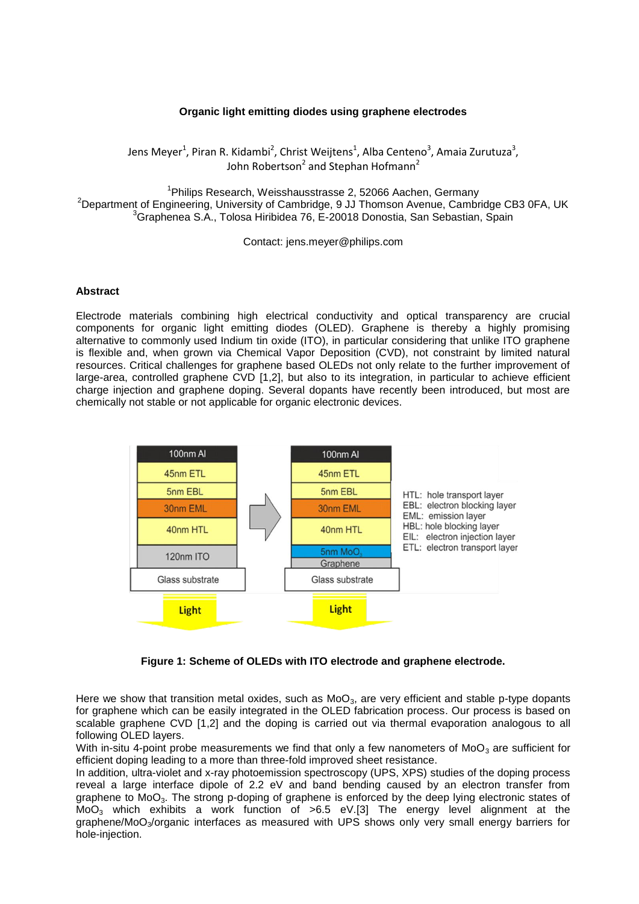# Organic light emitting diodes using graphene electrodes

Jens Meyer[1], Piran R. Kidambi[2], Christ Weijtens[1], Alba Centeno[3], Amaia Zurutuza[3], John Robertson[2] and Stephan Hofmann[2]

[1]Philips Research, Weisshausstrasse 2, 52066 Aachen, Germany
[2]Department of Engineering, University of Cambridge, 9 JJ Thomson Avenue, Cambridge CB3 0FA, UK
[3]Graphenea S.A., Tolosa Hiribidea 76, E-20018 Donostia, San Sebastian, Spain

Contact: jens.meyer@philips.com

## Abstract

Electrode materials combining high electrical conductivity and optical transparency are crucial components for organic light emitting diodes (OLED). Graphene is thereby a highly promising alternative to commonly used Indium tin oxide (ITO), in particular considering that unlike ITO graphene is flexible and, when grown via Chemical Vapor Deposition (CVD), not constraint by limited natural resources. Critical challenges for graphene based OLEDs not only relate to the further improvement of large-area, controlled graphene CVD [1,2], but also to its integration, in particular to achieve efficient charge injection and graphene doping. Several dopants have recently been introduced, but most are chemically not stable or not applicable for organic electronic devices.

**Figure 1: Scheme of OLEDs with ITO electrode and graphene electrode.**

Here we show that transition metal oxides, such as $MoO_3$, are very efficient and stable p-type dopants for graphene which can be easily integrated in the OLED fabrication process. Our process is based on scalable graphene CVD [1,2] and the doping is carried out via thermal evaporation analogous to all following OLED layers.
With in-situ 4-point probe measurements we find that only a few nanometers of $MoO_3$ are sufficient for efficient doping leading to a more than three-fold improved sheet resistance.
In addition, ultra-violet and x-ray photoemission spectroscopy (UPS, XPS) studies of the doping process reveal a large interface dipole of 2.2 eV and band bending caused by an electron transfer from graphene to $MoO_3$. The strong p-doping of graphene is enforced by the deep lying electronic states of $MoO_3$ which exhibits a work function of >6.5 eV.[3] The energy level alignment at the graphene/$MoO_3$/organic interfaces as measured with UPS shows only very small energy barriers for hole-injection.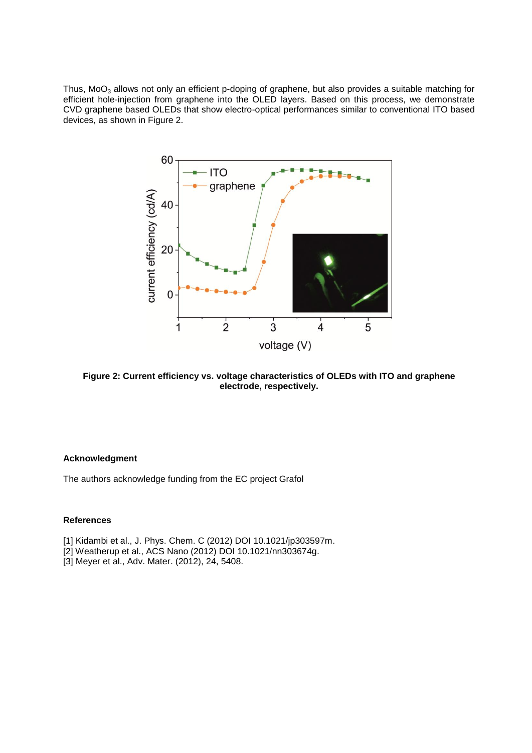Thus, $MoO_3$ allows not only an efficient p-doping of graphene, but also provides a suitable matching for efficient hole-injection from graphene into the OLED layers. Based on this process, we demonstrate CVD graphene based OLEDs that show electro-optical performances similar to conventional ITO based devices, as shown in Figure 2.

60
40
20
0
current efficiency (cd/A)
ITO
graphene
1
2
3
4
5
voltage (V)

**Figure 2: Current efficiency vs. voltage characteristics of OLEDs with ITO and graphene electrode, respectively.**

### Acknowledgment

The authors acknowledge funding from the EC project Grafol

### References

[1] Kidambi et al., J. Phys. Chem. C (2012) DOI 10.1021/jp303597m.
[2] Weatherup et al., ACS Nano (2012) DOI 10.1021/nn303674g.
[3] Meyer et al., Adv. Mater. (2012), 24, 5408.